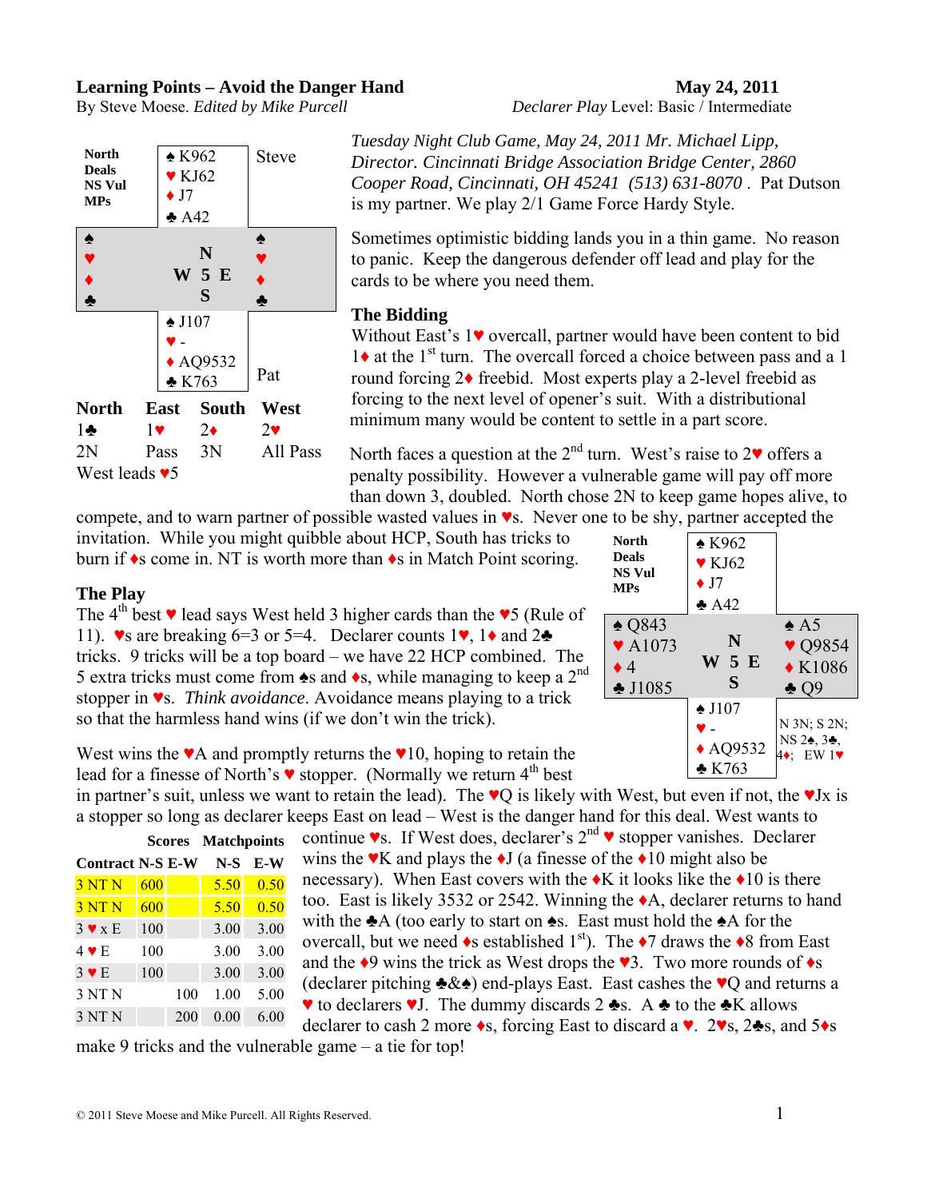**Learning Points – Avoid the Danger Hand** **May 24, 2011**

By Steve Moese. *Edited by Mike Purcell* *Declarer Play* Level: Basic / Intermediate

| | North | |
|---|---|---|
| **North Deals NS Vul MPs** | ♠ K962<br>♥ KJ62<br>♦ J7<br>♣ A42 | Steve |
| ♠<br>♥<br>♦<br>♣ | **N**<br>**W 5 E**<br>**S** | ♠<br>♥<br>♦<br>♣ |
| | ♠ J107<br>♥ -<br>♦ AQ9532<br>♣ K763 | Pat |

| North | East | South | West |
|---|---|---|---|
| 1♣ | 1♥ | 2♦ | 2♥ |
| 2N | Pass | 3N | All Pass |

West leads ♥5

*Tuesday Night Club Game, May 24, 2011 Mr. Michael Lipp, Director. Cincinnati Bridge Association Bridge Center, 2860 Cooper Road, Cincinnati, OH 45241 (513) 631-8070 .* Pat Dutson is my partner. We play 2/1 Game Force Hardy Style.

Sometimes optimistic bidding lands you in a thin game. No reason to panic. Keep the dangerous defender off lead and play for the cards to be where you need them.

## The Bidding

Without East's 1♥ overcall, partner would have been content to bid 1♦ at the 1st turn. The overcall forced a choice between pass and a 1 round forcing 2♦ freebid. Most experts play a 2-level freebid as forcing to the next level of opener's suit. With a distributional minimum many would be content to settle in a part score.

North faces a question at the 2nd turn. West's raise to 2♥ offers a penalty possibility. However a vulnerable game will pay off more than down 3, doubled. North chose 2N to keep game hopes alive, to compete, and to warn partner of possible wasted values in ♥s. Never one to be shy, partner accepted the invitation. While you might quibble about HCP, South has tricks to burn if ♦s come in. NT is worth more than ♦s in Match Point scoring.

| | North | | |
|---|---|---|---|
| **North Deals NS Vul MPs** | ♠ K962<br>♥ KJ62<br>♦ J7<br>♣ A42 | | |
| ♠ Q843<br>♥ A1073<br>♦ 4<br>♣ J1085 | **N**<br>**W 5 E**<br>**S** | ♠ A5<br>♥ Q9854<br>♦ K1086<br>♣ Q9 | |
| | ♠ J107<br>♥ -<br>♦ AQ9532<br>♣ K763 | N 3N; S 2N; NS 2♠, 3♣, 4♦; EW 1♥ | |

## The Play

The 4th best ♥ lead says West held 3 higher cards than the ♥5 (Rule of 11). ♥s are breaking 6=3 or 5=4. Declarer counts 1♥, 1♦ and 2♣ tricks. 9 tricks will be a top board – we have 22 HCP combined. The 5 extra tricks must come from ♠s and ♦s, while managing to keep a 2nd stopper in ♥s. *Think avoidance*. Avoidance means playing to a trick so that the harmless hand wins (if we don't win the trick).

West wins the ♥A and promptly returns the ♥10, hoping to retain the lead for a finesse of North's ♥ stopper. (Normally we return 4th best in partner's suit, unless we want to retain the lead). The ♥Q is likely with West, but even if not, the ♥Jx is a stopper so long as declarer keeps East on lead – West is the danger hand for this deal. West wants to continue ♥s. If West does, declarer's 2nd ♥ stopper vanishes. Declarer wins the ♥K and plays the ♦J (a finesse of the ♦10 might also be necessary). When East covers with the ♦K it looks like the ♦10 is there too. East is likely 3532 or 2542. Winning the ♦A, declarer returns to hand with the ♣A (too early to start on ♠s. East must hold the ♠A for the overcall, but we need ♦s established 1st). The ♦7 draws the ♦8 from East and the ♦9 wins the trick as West drops the ♥3. Two more rounds of ♦s (declarer pitching ♣&♠) end-plays East. East cashes the ♥Q and returns a ♥ to declarers ♥J. The dummy discards 2 ♣s. A ♣ to the ♣K allows declarer to cash 2 more ♦s, forcing East to discard a ♥. 2♥s, 2♣s, and 5♦s make 9 tricks and the vulnerable game – a tie for top!

| Contract | Scores N-S | Scores E-W | Matchpoints N-S | Matchpoints E-W |
|---|---|---|---|---|
| 3 NT N | 600 | | 5.50 | 0.50 |
| 3 NT N | 600 | | 5.50 | 0.50 |
| 3 ♥ x E | 100 | | 3.00 | 3.00 |
| 4 ♥ E | 100 | | 3.00 | 3.00 |
| 3 ♥ E | 100 | | 3.00 | 3.00 |
| 3 NT N | | 100 | 1.00 | 5.00 |
| 3 NT N | | 200 | 0.00 | 6.00 |

© 2011 Steve Moese and Mike Purcell. All Rights Reserved.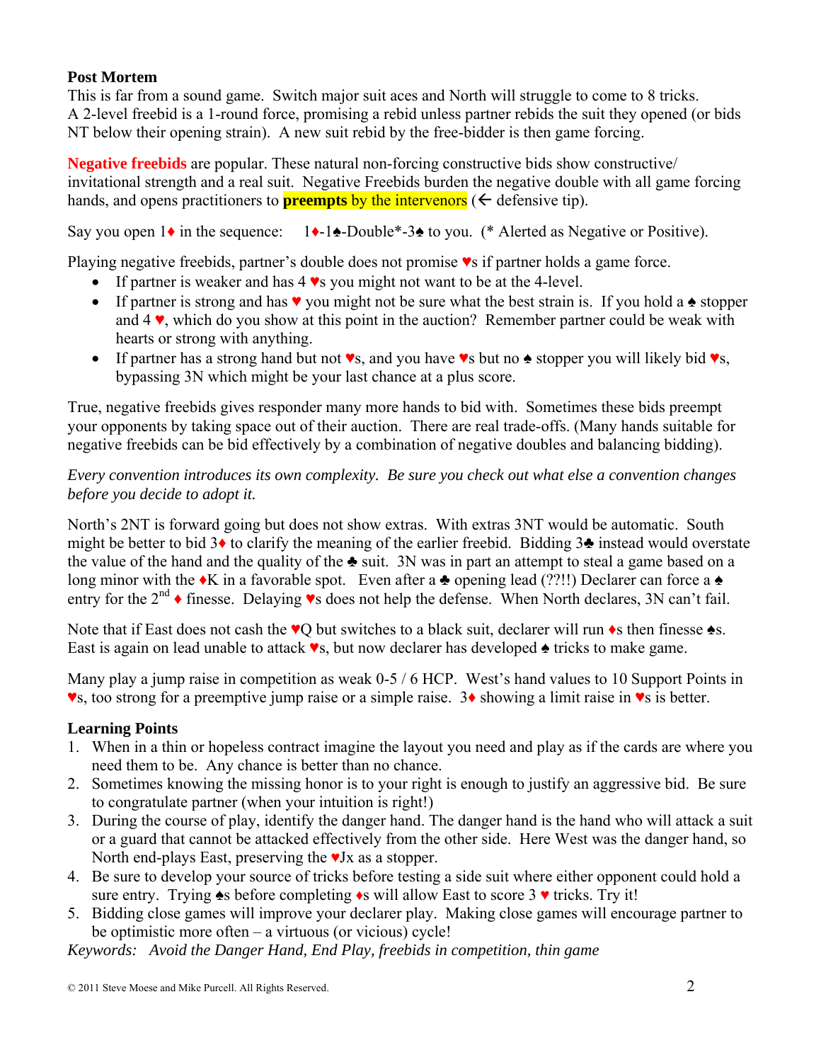## Post Mortem

This is far from a sound game. Switch major suit aces and North will struggle to come to 8 tricks. A 2-level freebid is a 1-round force, promising a rebid unless partner rebids the suit they opened (or bids NT below their opening strain). A new suit rebid by the free-bidder is then game forcing.

**Negative freebids** are popular. These natural non-forcing constructive bids show constructive/ invitational strength and a real suit. Negative Freebids burden the negative double with all game forcing hands, and opens practitioners to **preempts** by the intervenors (← defensive tip).

Say you open 1♦ in the sequence: 1♦-1♠-Double*-3♠ to you. (* Alerted as Negative or Positive).

Playing negative freebids, partner's double does not promise ♥s if partner holds a game force.

- If partner is weaker and has 4 ♥s you might not want to be at the 4-level.
- If partner is strong and has ♥ you might not be sure what the best strain is. If you hold a ♠ stopper and 4 ♥, which do you show at this point in the auction? Remember partner could be weak with hearts or strong with anything.
- If partner has a strong hand but not ♥s, and you have ♥s but no ♠ stopper you will likely bid ♥s, bypassing 3N which might be your last chance at a plus score.

True, negative freebids gives responder many more hands to bid with. Sometimes these bids preempt your opponents by taking space out of their auction. There are real trade-offs. (Many hands suitable for negative freebids can be bid effectively by a combination of negative doubles and balancing bidding).

*Every convention introduces its own complexity. Be sure you check out what else a convention changes before you decide to adopt it.*

North's 2NT is forward going but does not show extras. With extras 3NT would be automatic. South might be better to bid 3♦ to clarify the meaning of the earlier freebid. Bidding 3♣ instead would overstate the value of the hand and the quality of the ♣ suit. 3N was in part an attempt to steal a game based on a long minor with the ♦K in a favorable spot. Even after a ♣ opening lead (??!!) Declarer can force a ♠ entry for the 2nd ♦ finesse. Delaying ♥s does not help the defense. When North declares, 3N can't fail.

Note that if East does not cash the ♥Q but switches to a black suit, declarer will run ♦s then finesse ♠s. East is again on lead unable to attack ♥s, but now declarer has developed ♠ tricks to make game.

Many play a jump raise in competition as weak 0-5 / 6 HCP. West's hand values to 10 Support Points in ♥s, too strong for a preemptive jump raise or a simple raise. 3♦ showing a limit raise in ♥s is better.

## Learning Points

1. When in a thin or hopeless contract imagine the layout you need and play as if the cards are where you need them to be. Any chance is better than no chance.
2. Sometimes knowing the missing honor is to your right is enough to justify an aggressive bid. Be sure to congratulate partner (when your intuition is right!)
3. During the course of play, identify the danger hand. The danger hand is the hand who will attack a suit or a guard that cannot be attacked effectively from the other side. Here West was the danger hand, so North end-plays East, preserving the ♥Jx as a stopper.
4. Be sure to develop your source of tricks before testing a side suit where either opponent could hold a sure entry. Trying ♠s before completing ♦s will allow East to score 3 ♥ tricks. Try it!
5. Bidding close games will improve your declarer play. Making close games will encourage partner to be optimistic more often – a virtuous (or vicious) cycle!

*Keywords: Avoid the Danger Hand, End Play, freebids in competition, thin game*

© 2011 Steve Moese and Mike Purcell. All Rights Reserved.